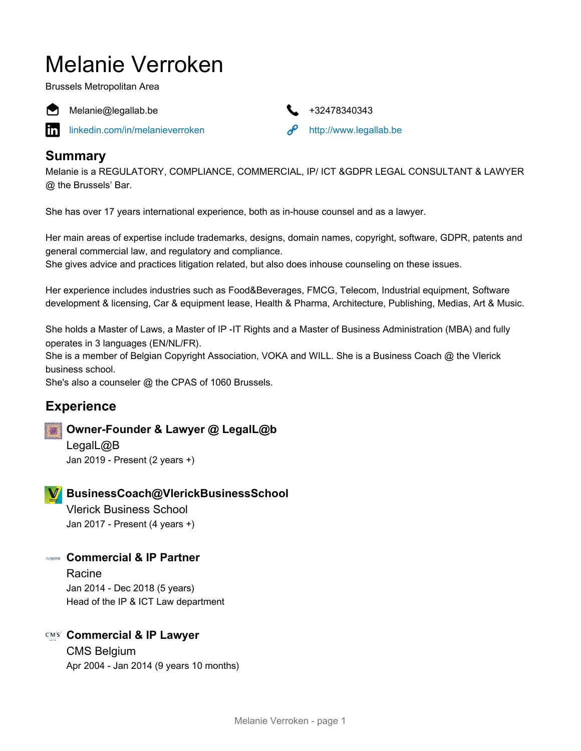# Melanie Verroken

Brussels Metropolitan Area

Melanie@legallab.be

+32478340343

linkedin.com/in/melanieverroken

http://www.legallab.be

## Summary

Melanie is a REGULATORY, COMPLIANCE, COMMERCIAL, IP/ ICT &GDPR LEGAL CONSULTANT & LAWYER @ the Brussels' Bar.

She has over 17 years international experience, both as in-house counsel and as a lawyer.

Her main areas of expertise include trademarks, designs, domain names, copyright, software, GDPR, patents and general commercial law, and regulatory and compliance.
She gives advice and practices litigation related, but also does inhouse counseling on these issues.

Her experience includes industries such as Food&Beverages, FMCG, Telecom, Industrial equipment, Software development & licensing, Car & equipment lease, Health & Pharma, Architecture, Publishing, Medias, Art & Music.

She holds a Master of Laws, a Master of IP -IT Rights and a Master of Business Administration (MBA) and fully operates in 3 languages (EN/NL/FR).
She is a member of Belgian Copyright Association, VOKA and WILL. She is a Business Coach @ the Vlerick business school.
She's also a counseler @ the CPAS of 1060 Brussels.

## Experience

### Owner-Founder & Lawyer @ LegalL@b

LegalL@B
Jan 2019 - Present (2 years +)

### BusinessCoach@VlerickBusinessSchool

Vlerick Business School
Jan 2017 - Present (4 years +)

### Commercial & IP Partner

Racine
Jan 2014 - Dec 2018 (5 years)
Head of the IP & ICT Law department

### Commercial & IP Lawyer

CMS Belgium
Apr 2004 - Jan 2014 (9 years 10 months)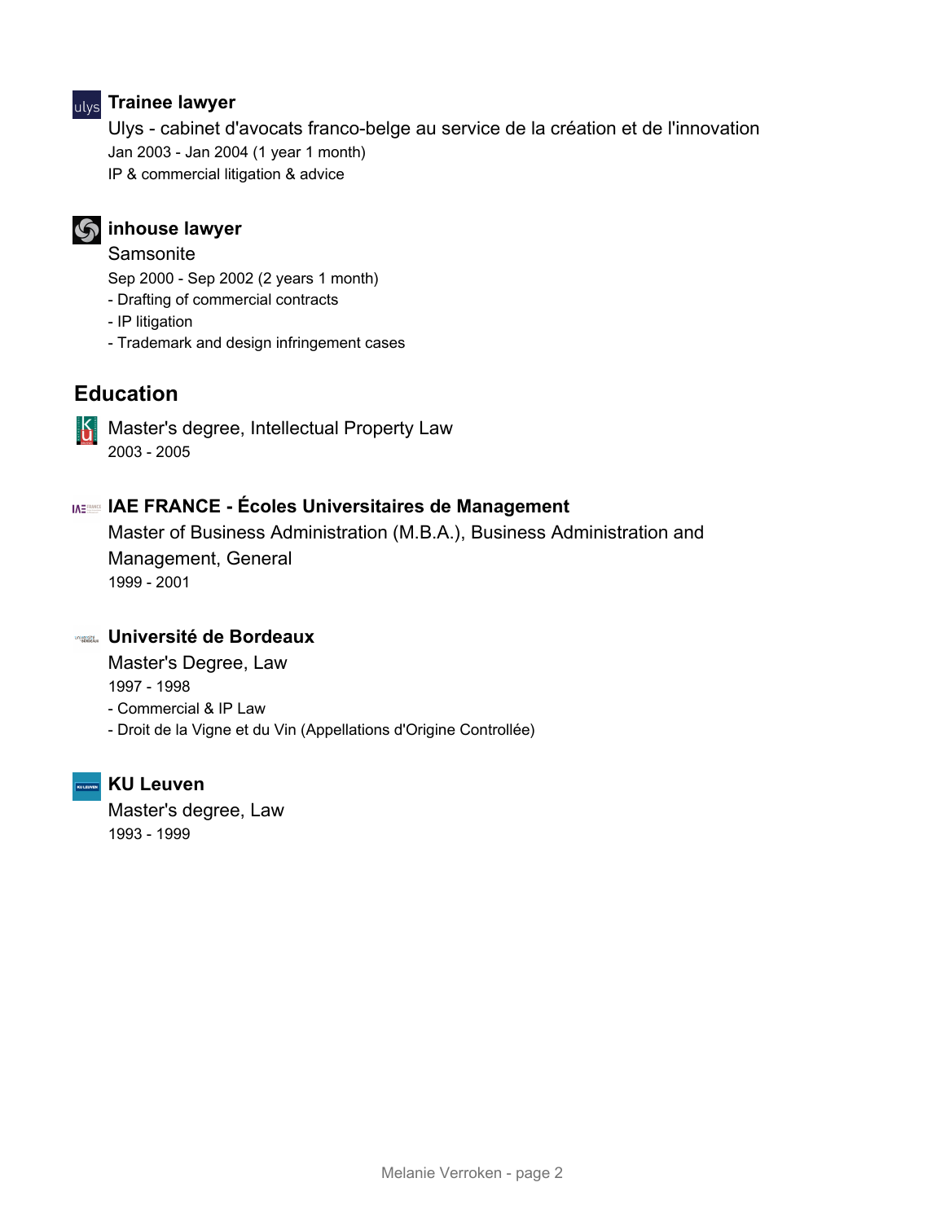### Trainee lawyer

Ulys - cabinet d'avocats franco-belge au service de la création et de l'innovation
Jan 2003 - Jan 2004 (1 year 1 month)
IP & commercial litigation & advice

### inhouse lawyer

Samsonite
Sep 2000 - Sep 2002 (2 years 1 month)
- Drafting of commercial contracts
- IP litigation
- Trademark and design infringement cases

## Education

Master's degree, Intellectual Property Law
2003 - 2005

### IAE FRANCE - Écoles Universitaires de Management

Master of Business Administration (M.B.A.), Business Administration and Management, General
1999 - 2001

### Université de Bordeaux

Master's Degree, Law
1997 - 1998
- Commercial & IP Law
- Droit de la Vigne et du Vin (Appellations d'Origine Controllée)

### KU Leuven

Master's degree, Law
1993 - 1999